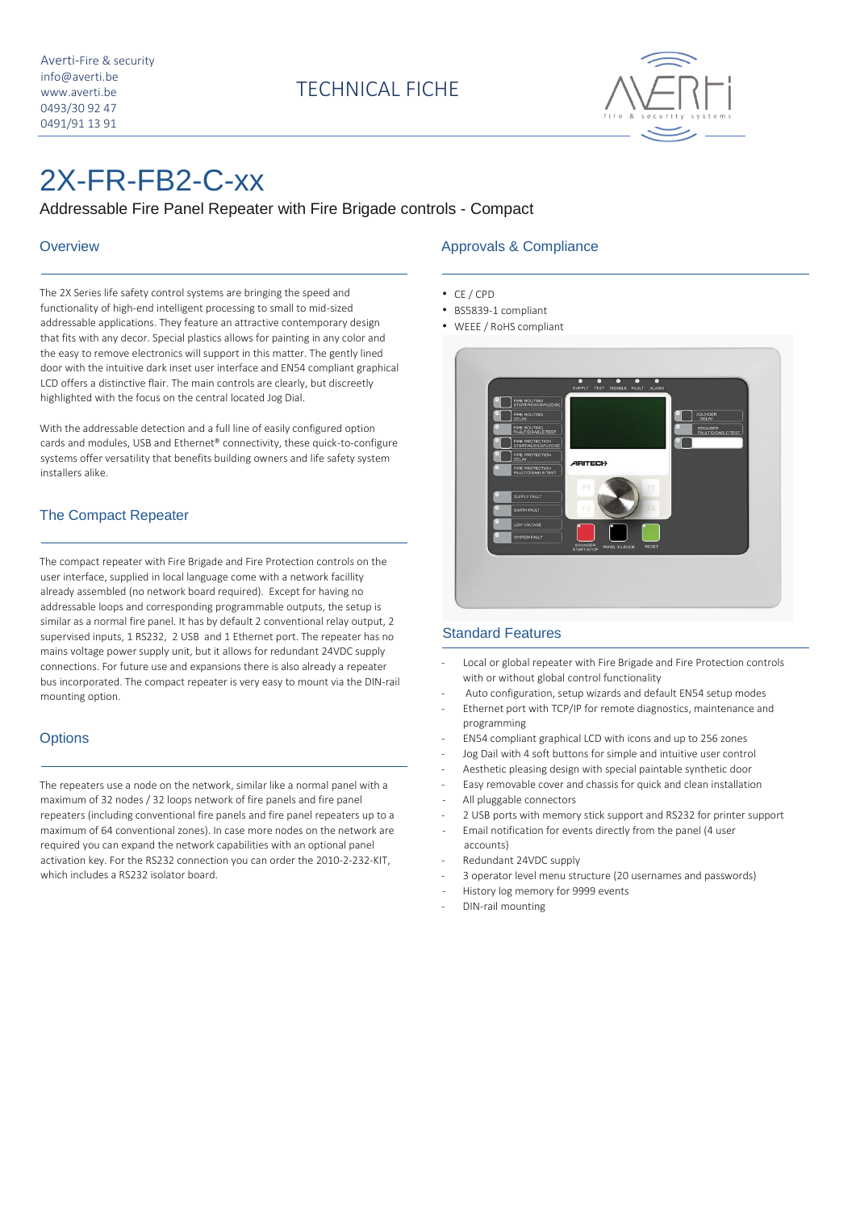Averti-Fire & security
info@averti.be
www.averti.be
0493/30 92 47
0491/91 13 91

TECHNICAL FICHE

# 2X-FR-FB2-C-xx

Addressable Fire Panel Repeater with Fire Brigade controls - Compact

## Overview

The 2X Series life safety control systems are bringing the speed and functionality of high-end intelligent processing to small to mid-sized addressable applications. They feature an attractive contemporary design that fits with any decor. Special plastics allows for painting in any color and the easy to remove electronics will support in this matter. The gently lined door with the intuitive dark inset user interface and EN54 compliant graphical LCD offers a distinctive flair. The main controls are clearly, but discreetly highlighted with the focus on the central located Jog Dial.

With the addressable detection and a full line of easily configured option cards and modules, USB and Ethernet® connectivity, these quick-to-configure systems offer versatility that benefits building owners and life safety system installers alike.

## The Compact Repeater

The compact repeater with Fire Brigade and Fire Protection controls on the user interface, supplied in local language come with a network facillity already assembled (no network board required). Except for having no addressable loops and corresponding programmable outputs, the setup is similar as a normal fire panel. It has by default 2 conventional relay output, 2 supervised inputs, 1 RS232, 2 USB and 1 Ethernet port. The repeater has no mains voltage power supply unit, but it allows for redundant 24VDC supply connections. For future use and expansions there is also already a repeater bus incorporated. The compact repeater is very easy to mount via the DIN-rail mounting option.

## Options

The repeaters use a node on the network, similar like a normal panel with a maximum of 32 nodes / 32 loops network of fire panels and fire panel repeaters (including conventional fire panels and fire panel repeaters up to a maximum of 64 conventional zones). In case more nodes on the network are required you can expand the network capabilities with an optional panel activation key. For the RS232 connection you can order the 2010-2-232-KIT, which includes a RS232 isolator board.

## Approvals & Compliance

- CE / CPD
- BS5839-1 compliant
- WEEE / RoHS compliant

## Standard Features

- Local or global repeater with Fire Brigade and Fire Protection controls with or without global control functionality
- Auto configuration, setup wizards and default EN54 setup modes
- Ethernet port with TCP/IP for remote diagnostics, maintenance and programming
- EN54 compliant graphical LCD with icons and up to 256 zones
- Jog Dail with 4 soft buttons for simple and intuitive user control
- Aesthetic pleasing design with special paintable synthetic door
- Easy removable cover and chassis for quick and clean installation
- All pluggable connectors
- 2 USB ports with memory stick support and RS232 for printer support
- Email notification for events directly from the panel (4 user accounts)
- Redundant 24VDC supply
- 3 operator level menu structure (20 usernames and passwords)
- History log memory for 9999 events
- DIN-rail mounting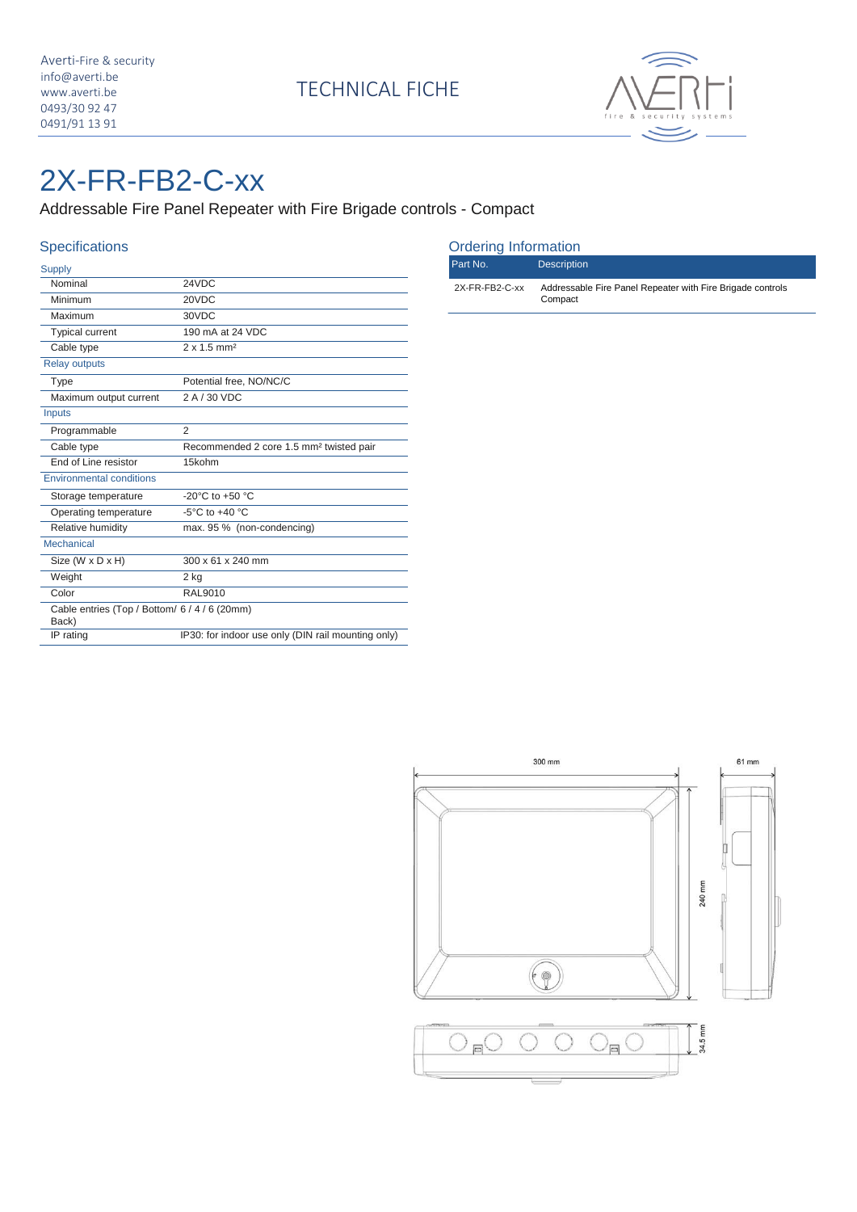Averti-Fire & security
info@averti.be
www.averti.be
0493/30 92 47
0491/91 13 91

TECHNICAL FICHE

# 2X-FR-FB2-C-xx

Addressable Fire Panel Repeater with Fire Brigade controls - Compact

## Specifications

| | |
|---|---|
| **Supply** | |
| Nominal | 24VDC |
| Minimum | 20VDC |
| Maximum | 30VDC |
| Typical current | 190 mA at 24 VDC |
| Cable type | 2 x 1.5 mm² |
| **Relay outputs** | |
| Type | Potential free, NO/NC/C |
| Maximum output current | 2 A / 30 VDC |
| **Inputs** | |
| Programmable | 2 |
| Cable type | Recommended 2 core 1.5 mm² twisted pair |
| End of Line resistor | 15kohm |
| **Environmental conditions** | |
| Storage temperature | -20°C to +50 °C |
| Operating temperature | -5°C to +40 °C |
| Relative humidity | max. 95 % (non-condencing) |
| **Mechanical** | |
| Size (W x D x H) | 300 x 61 x 240 mm |
| Weight | 2 kg |
| Color | RAL9010 |
| Cable entries (Top / Bottom/ Back) | 6 / 4 / 6 (20mm) |
| IP rating | IP30: for indoor use only (DIN rail mounting only) |

## Ordering Information

| Part No. | Description |
|---|---|
| 2X-FR-FB2-C-xx | Addressable Fire Panel Repeater with Fire Brigade controls Compact |

300 mm
61 mm
240 mm
34.5 mm